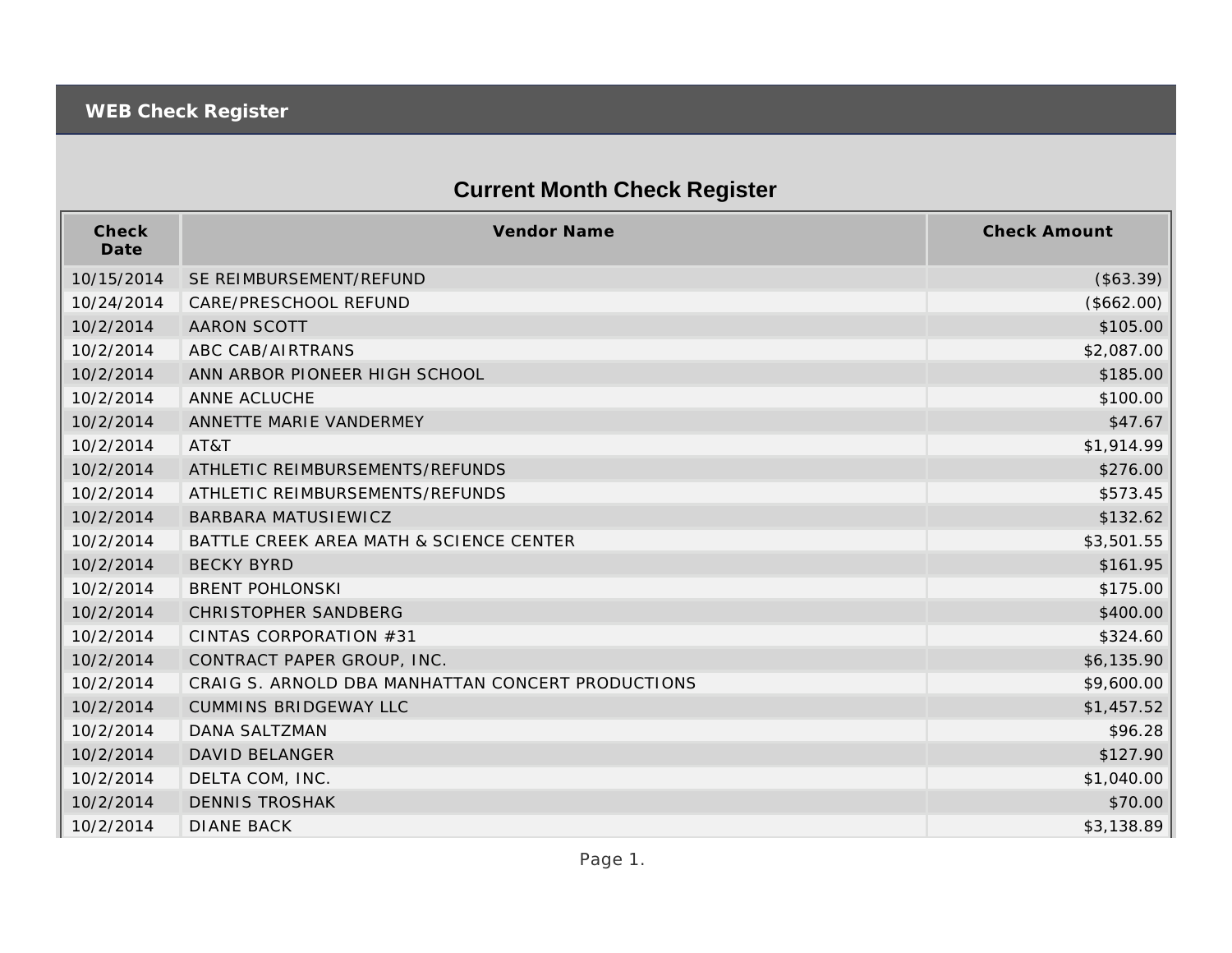## WEB Check Register

# Current Month Check Register

| Check Date | Vendor Name | Check Amount |
|---|---|---|
| 10/15/2014 | SE REIMBURSEMENT/REFUND | ($63.39) |
| 10/24/2014 | CARE/PRESCHOOL REFUND | ($662.00) |
| 10/2/2014 | AARON SCOTT | $105.00 |
| 10/2/2014 | ABC CAB/AIRTRANS | $2,087.00 |
| 10/2/2014 | ANN ARBOR PIONEER HIGH SCHOOL | $185.00 |
| 10/2/2014 | ANNE ACLUCHE | $100.00 |
| 10/2/2014 | ANNETTE MARIE VANDERMEY | $47.67 |
| 10/2/2014 | AT&T | $1,914.99 |
| 10/2/2014 | ATHLETIC REIMBURSEMENTS/REFUNDS | $276.00 |
| 10/2/2014 | ATHLETIC REIMBURSEMENTS/REFUNDS | $573.45 |
| 10/2/2014 | BARBARA MATUSIEWICZ | $132.62 |
| 10/2/2014 | BATTLE CREEK AREA MATH & SCIENCE CENTER | $3,501.55 |
| 10/2/2014 | BECKY BYRD | $161.95 |
| 10/2/2014 | BRENT POHLONSKI | $175.00 |
| 10/2/2014 | CHRISTOPHER SANDBERG | $400.00 |
| 10/2/2014 | CINTAS CORPORATION #31 | $324.60 |
| 10/2/2014 | CONTRACT PAPER GROUP, INC. | $6,135.90 |
| 10/2/2014 | CRAIG S. ARNOLD DBA MANHATTAN CONCERT PRODUCTIONS | $9,600.00 |
| 10/2/2014 | CUMMINS BRIDGEWAY LLC | $1,457.52 |
| 10/2/2014 | DANA SALTZMAN | $96.28 |
| 10/2/2014 | DAVID BELANGER | $127.90 |
| 10/2/2014 | DELTA COM, INC. | $1,040.00 |
| 10/2/2014 | DENNIS TROSHAK | $70.00 |
| 10/2/2014 | DIANE BACK | $3,138.89 |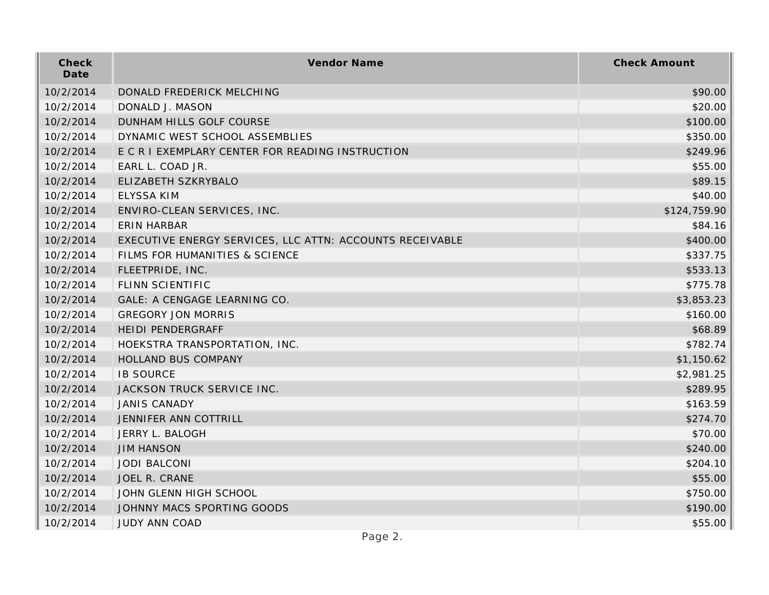| Check Date | Vendor Name | Check Amount |
|---|---|---|
| 10/2/2014 | DONALD FREDERICK MELCHING | $90.00 |
| 10/2/2014 | DONALD J. MASON | $20.00 |
| 10/2/2014 | DUNHAM HILLS GOLF COURSE | $100.00 |
| 10/2/2014 | DYNAMIC WEST SCHOOL ASSEMBLIES | $350.00 |
| 10/2/2014 | E C R I EXEMPLARY CENTER FOR READING INSTRUCTION | $249.96 |
| 10/2/2014 | EARL L. COAD JR. | $55.00 |
| 10/2/2014 | ELIZABETH SZKRYBALO | $89.15 |
| 10/2/2014 | ELYSSA KIM | $40.00 |
| 10/2/2014 | ENVIRO-CLEAN SERVICES, INC. | $124,759.90 |
| 10/2/2014 | ERIN HARBAR | $84.16 |
| 10/2/2014 | EXECUTIVE ENERGY SERVICES, LLC ATTN: ACCOUNTS RECEIVABLE | $400.00 |
| 10/2/2014 | FILMS FOR HUMANITIES & SCIENCE | $337.75 |
| 10/2/2014 | FLEETPRIDE, INC. | $533.13 |
| 10/2/2014 | FLINN SCIENTIFIC | $775.78 |
| 10/2/2014 | GALE: A CENGAGE LEARNING CO. | $3,853.23 |
| 10/2/2014 | GREGORY JON MORRIS | $160.00 |
| 10/2/2014 | HEIDI PENDERGRAFF | $68.89 |
| 10/2/2014 | HOEKSTRA TRANSPORTATION, INC. | $782.74 |
| 10/2/2014 | HOLLAND BUS COMPANY | $1,150.62 |
| 10/2/2014 | IB SOURCE | $2,981.25 |
| 10/2/2014 | JACKSON TRUCK SERVICE INC. | $289.95 |
| 10/2/2014 | JANIS CANADY | $163.59 |
| 10/2/2014 | JENNIFER ANN COTTRILL | $274.70 |
| 10/2/2014 | JERRY L. BALOGH | $70.00 |
| 10/2/2014 | JIM HANSON | $240.00 |
| 10/2/2014 | JODI BALCONI | $204.10 |
| 10/2/2014 | JOEL R. CRANE | $55.00 |
| 10/2/2014 | JOHN GLENN HIGH SCHOOL | $750.00 |
| 10/2/2014 | JOHNNY MACS SPORTING GOODS | $190.00 |
| 10/2/2014 | JUDY ANN COAD | $55.00 |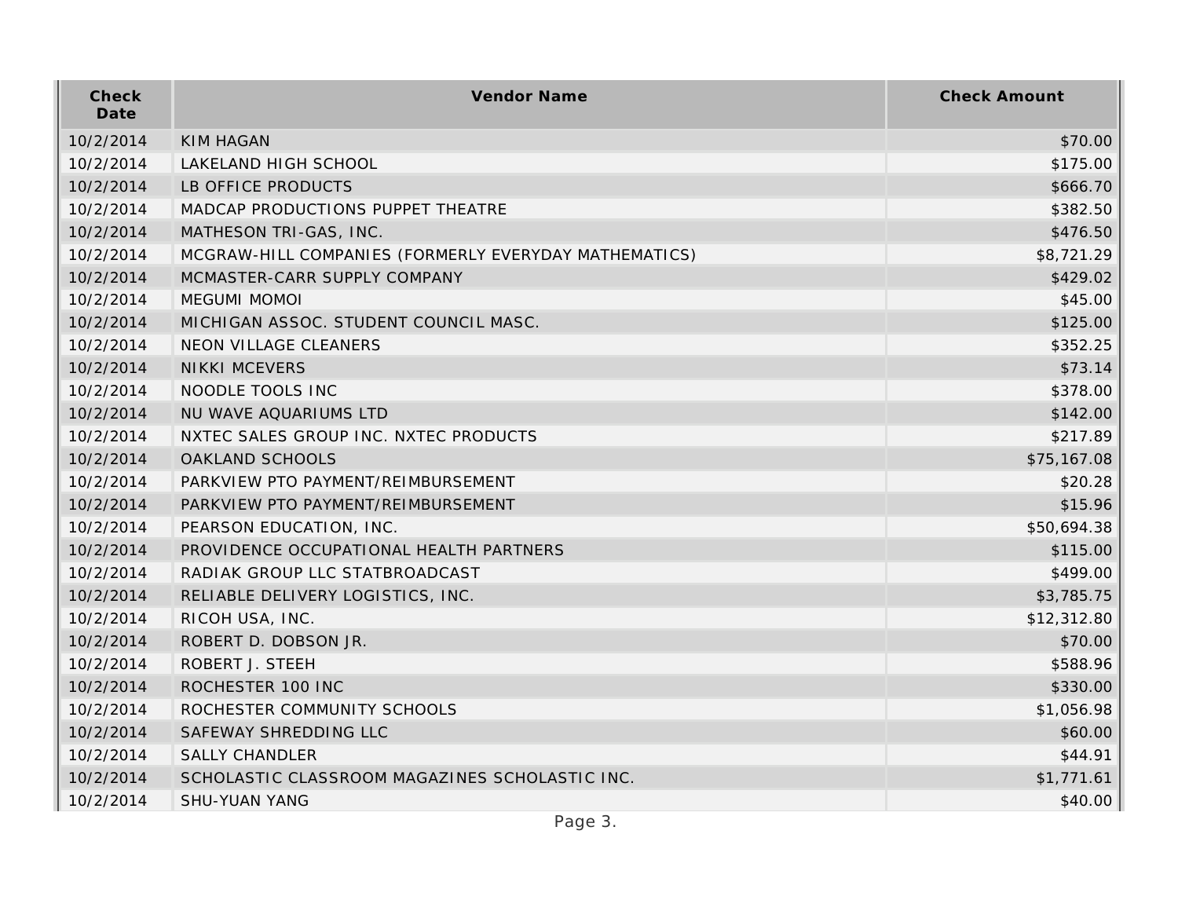| Check Date | Vendor Name | Check Amount |
| --- | --- | --- |
| 10/2/2014 | KIM HAGAN | $70.00 |
| 10/2/2014 | LAKELAND HIGH SCHOOL | $175.00 |
| 10/2/2014 | LB OFFICE PRODUCTS | $666.70 |
| 10/2/2014 | MADCAP PRODUCTIONS PUPPET THEATRE | $382.50 |
| 10/2/2014 | MATHESON TRI-GAS, INC. | $476.50 |
| 10/2/2014 | MCGRAW-HILL COMPANIES (FORMERLY EVERYDAY MATHEMATICS) | $8,721.29 |
| 10/2/2014 | MCMASTER-CARR SUPPLY COMPANY | $429.02 |
| 10/2/2014 | MEGUMI MOMOI | $45.00 |
| 10/2/2014 | MICHIGAN ASSOC. STUDENT COUNCIL MASC. | $125.00 |
| 10/2/2014 | NEON VILLAGE CLEANERS | $352.25 |
| 10/2/2014 | NIKKI MCEVERS | $73.14 |
| 10/2/2014 | NOODLE TOOLS INC | $378.00 |
| 10/2/2014 | NU WAVE AQUARIUMS LTD | $142.00 |
| 10/2/2014 | NXTEC SALES GROUP INC. NXTEC PRODUCTS | $217.89 |
| 10/2/2014 | OAKLAND SCHOOLS | $75,167.08 |
| 10/2/2014 | PARKVIEW PTO PAYMENT/REIMBURSEMENT | $20.28 |
| 10/2/2014 | PARKVIEW PTO PAYMENT/REIMBURSEMENT | $15.96 |
| 10/2/2014 | PEARSON EDUCATION, INC. | $50,694.38 |
| 10/2/2014 | PROVIDENCE OCCUPATIONAL HEALTH PARTNERS | $115.00 |
| 10/2/2014 | RADIAK GROUP LLC STATBROADCAST | $499.00 |
| 10/2/2014 | RELIABLE DELIVERY LOGISTICS, INC. | $3,785.75 |
| 10/2/2014 | RICOH USA, INC. | $12,312.80 |
| 10/2/2014 | ROBERT D. DOBSON JR. | $70.00 |
| 10/2/2014 | ROBERT J. STEEH | $588.96 |
| 10/2/2014 | ROCHESTER 100 INC | $330.00 |
| 10/2/2014 | ROCHESTER COMMUNITY SCHOOLS | $1,056.98 |
| 10/2/2014 | SAFEWAY SHREDDING LLC | $60.00 |
| 10/2/2014 | SALLY CHANDLER | $44.91 |
| 10/2/2014 | SCHOLASTIC CLASSROOM MAGAZINES SCHOLASTIC INC. | $1,771.61 |
| 10/2/2014 | SHU-YUAN YANG | $40.00 |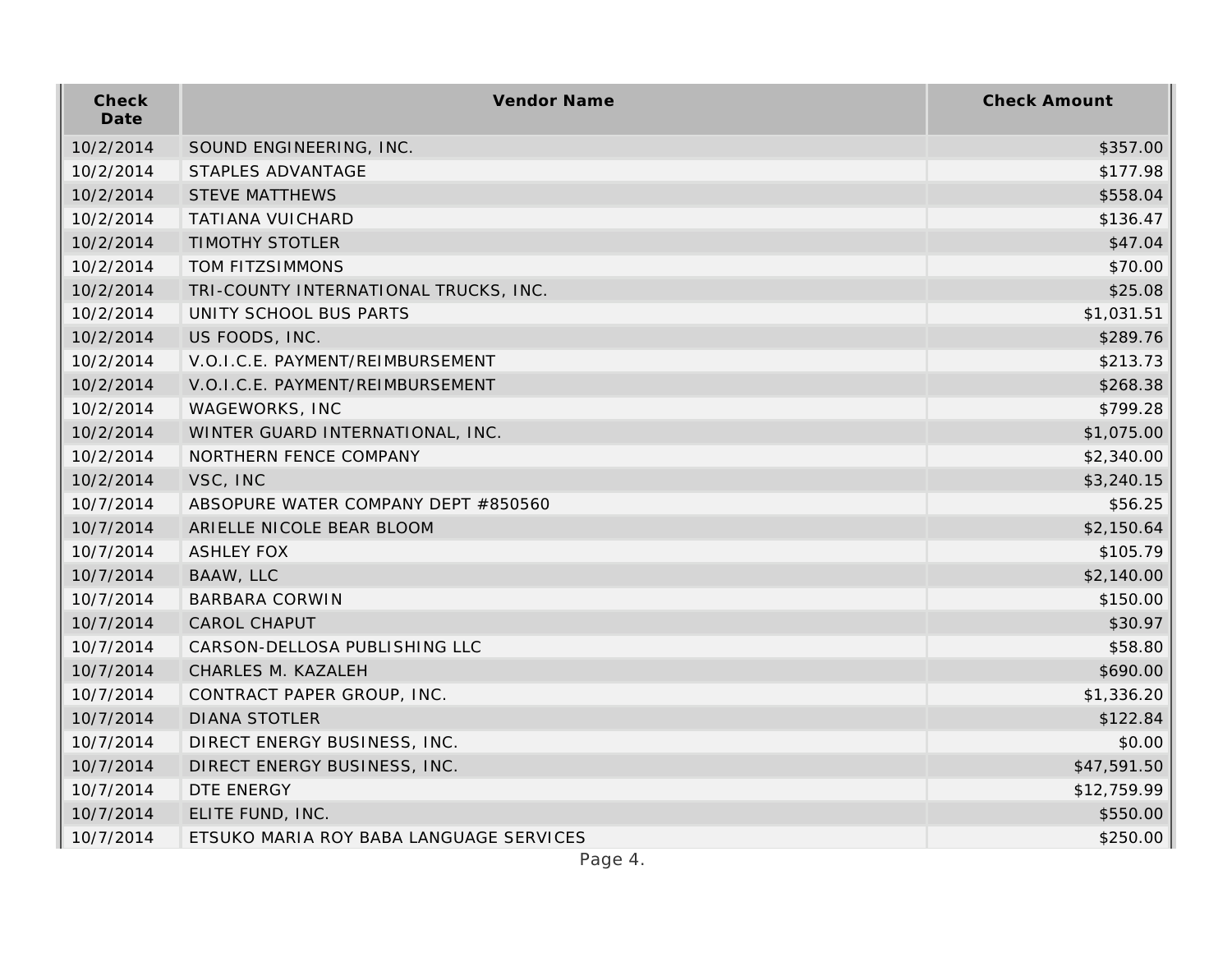| Check Date | Vendor Name | Check Amount |
|---|---|---|
| 10/2/2014 | SOUND ENGINEERING, INC. | $357.00 |
| 10/2/2014 | STAPLES ADVANTAGE | $177.98 |
| 10/2/2014 | STEVE MATTHEWS | $558.04 |
| 10/2/2014 | TATIANA VUICHARD | $136.47 |
| 10/2/2014 | TIMOTHY STOTLER | $47.04 |
| 10/2/2014 | TOM FITZSIMMONS | $70.00 |
| 10/2/2014 | TRI-COUNTY INTERNATIONAL TRUCKS, INC. | $25.08 |
| 10/2/2014 | UNITY SCHOOL BUS PARTS | $1,031.51 |
| 10/2/2014 | US FOODS, INC. | $289.76 |
| 10/2/2014 | V.O.I.C.E. PAYMENT/REIMBURSEMENT | $213.73 |
| 10/2/2014 | V.O.I.C.E. PAYMENT/REIMBURSEMENT | $268.38 |
| 10/2/2014 | WAGEWORKS, INC | $799.28 |
| 10/2/2014 | WINTER GUARD INTERNATIONAL, INC. | $1,075.00 |
| 10/2/2014 | NORTHERN FENCE COMPANY | $2,340.00 |
| 10/2/2014 | VSC, INC | $3,240.15 |
| 10/7/2014 | ABSOPURE WATER COMPANY DEPT #850560 | $56.25 |
| 10/7/2014 | ARIELLE NICOLE BEAR BLOOM | $2,150.64 |
| 10/7/2014 | ASHLEY FOX | $105.79 |
| 10/7/2014 | BAAW, LLC | $2,140.00 |
| 10/7/2014 | BARBARA CORWIN | $150.00 |
| 10/7/2014 | CAROL CHAPUT | $30.97 |
| 10/7/2014 | CARSON-DELLOSA PUBLISHING LLC | $58.80 |
| 10/7/2014 | CHARLES M. KAZALEH | $690.00 |
| 10/7/2014 | CONTRACT PAPER GROUP, INC. | $1,336.20 |
| 10/7/2014 | DIANA STOTLER | $122.84 |
| 10/7/2014 | DIRECT ENERGY BUSINESS, INC. | $0.00 |
| 10/7/2014 | DIRECT ENERGY BUSINESS, INC. | $47,591.50 |
| 10/7/2014 | DTE ENERGY | $12,759.99 |
| 10/7/2014 | ELITE FUND, INC. | $550.00 |
| 10/7/2014 | ETSUKO MARIA ROY BABA LANGUAGE SERVICES | $250.00 |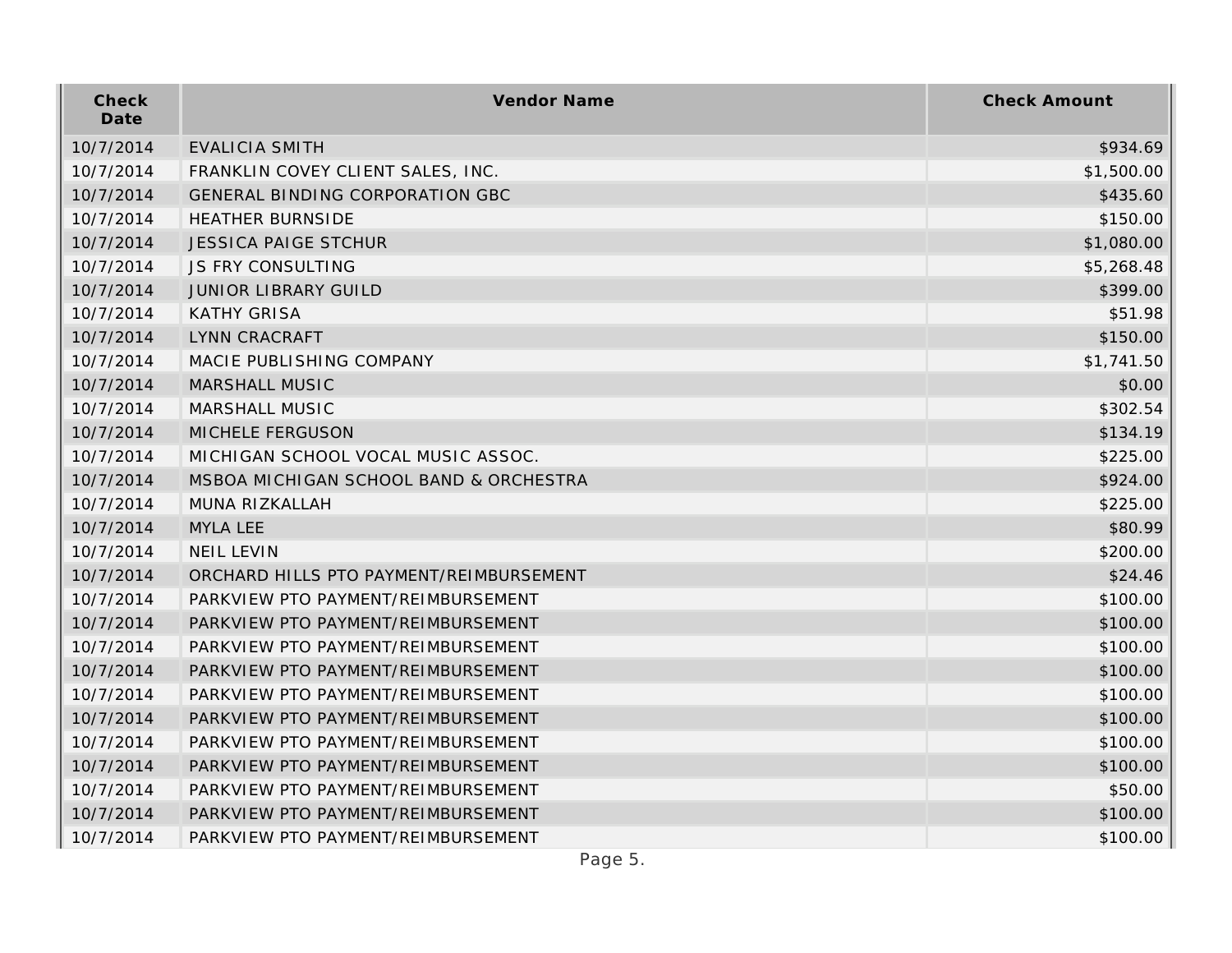| Check Date | Vendor Name | Check Amount |
| --- | --- | --- |
| 10/7/2014 | EVALICIA SMITH | $934.69 |
| 10/7/2014 | FRANKLIN COVEY CLIENT SALES, INC. | $1,500.00 |
| 10/7/2014 | GENERAL BINDING CORPORATION GBC | $435.60 |
| 10/7/2014 | HEATHER BURNSIDE | $150.00 |
| 10/7/2014 | JESSICA PAIGE STCHUR | $1,080.00 |
| 10/7/2014 | JS FRY CONSULTING | $5,268.48 |
| 10/7/2014 | JUNIOR LIBRARY GUILD | $399.00 |
| 10/7/2014 | KATHY GRISA | $51.98 |
| 10/7/2014 | LYNN CRACRAFT | $150.00 |
| 10/7/2014 | MACIE PUBLISHING COMPANY | $1,741.50 |
| 10/7/2014 | MARSHALL MUSIC | $0.00 |
| 10/7/2014 | MARSHALL MUSIC | $302.54 |
| 10/7/2014 | MICHELE FERGUSON | $134.19 |
| 10/7/2014 | MICHIGAN SCHOOL VOCAL MUSIC ASSOC. | $225.00 |
| 10/7/2014 | MSBOA MICHIGAN SCHOOL BAND & ORCHESTRA | $924.00 |
| 10/7/2014 | MUNA RIZKALLAH | $225.00 |
| 10/7/2014 | MYLA LEE | $80.99 |
| 10/7/2014 | NEIL LEVIN | $200.00 |
| 10/7/2014 | ORCHARD HILLS PTO PAYMENT/REIMBURSEMENT | $24.46 |
| 10/7/2014 | PARKVIEW PTO PAYMENT/REIMBURSEMENT | $100.00 |
| 10/7/2014 | PARKVIEW PTO PAYMENT/REIMBURSEMENT | $100.00 |
| 10/7/2014 | PARKVIEW PTO PAYMENT/REIMBURSEMENT | $100.00 |
| 10/7/2014 | PARKVIEW PTO PAYMENT/REIMBURSEMENT | $100.00 |
| 10/7/2014 | PARKVIEW PTO PAYMENT/REIMBURSEMENT | $100.00 |
| 10/7/2014 | PARKVIEW PTO PAYMENT/REIMBURSEMENT | $100.00 |
| 10/7/2014 | PARKVIEW PTO PAYMENT/REIMBURSEMENT | $100.00 |
| 10/7/2014 | PARKVIEW PTO PAYMENT/REIMBURSEMENT | $100.00 |
| 10/7/2014 | PARKVIEW PTO PAYMENT/REIMBURSEMENT | $50.00 |
| 10/7/2014 | PARKVIEW PTO PAYMENT/REIMBURSEMENT | $100.00 |
| 10/7/2014 | PARKVIEW PTO PAYMENT/REIMBURSEMENT | $100.00 |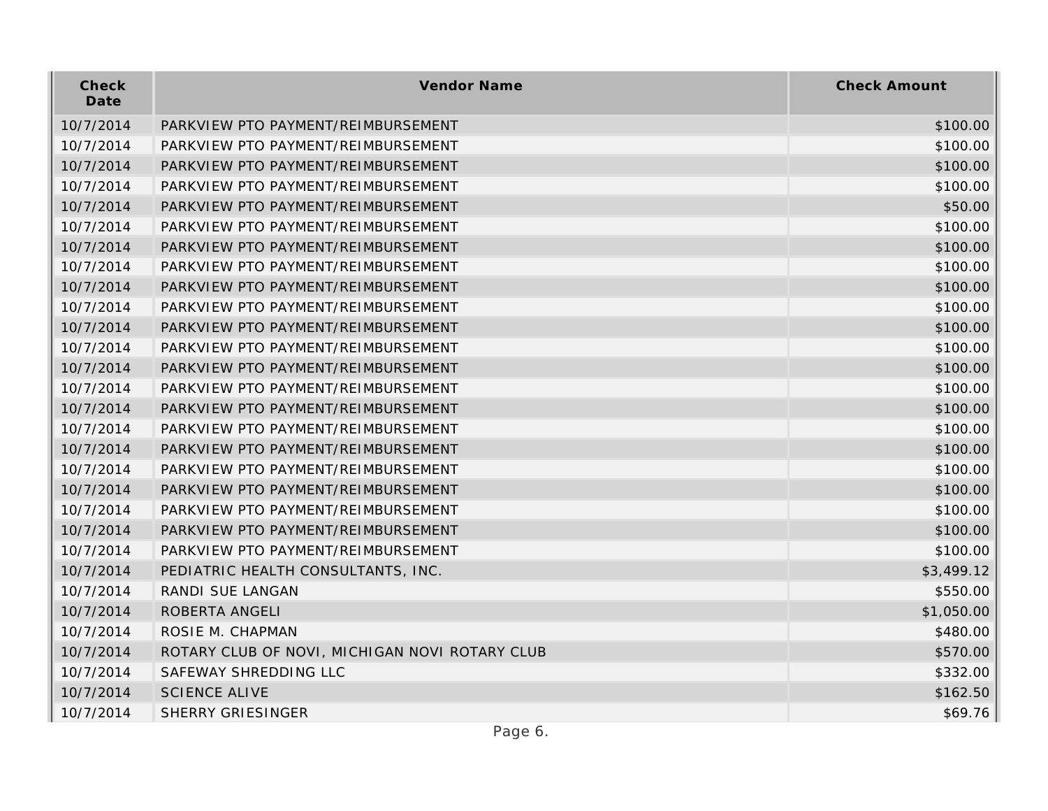| Check Date | Vendor Name | Check Amount |
| --- | --- | --- |
| 10/7/2014 | PARKVIEW PTO PAYMENT/REIMBURSEMENT | $100.00 |
| 10/7/2014 | PARKVIEW PTO PAYMENT/REIMBURSEMENT | $100.00 |
| 10/7/2014 | PARKVIEW PTO PAYMENT/REIMBURSEMENT | $100.00 |
| 10/7/2014 | PARKVIEW PTO PAYMENT/REIMBURSEMENT | $100.00 |
| 10/7/2014 | PARKVIEW PTO PAYMENT/REIMBURSEMENT | $50.00 |
| 10/7/2014 | PARKVIEW PTO PAYMENT/REIMBURSEMENT | $100.00 |
| 10/7/2014 | PARKVIEW PTO PAYMENT/REIMBURSEMENT | $100.00 |
| 10/7/2014 | PARKVIEW PTO PAYMENT/REIMBURSEMENT | $100.00 |
| 10/7/2014 | PARKVIEW PTO PAYMENT/REIMBURSEMENT | $100.00 |
| 10/7/2014 | PARKVIEW PTO PAYMENT/REIMBURSEMENT | $100.00 |
| 10/7/2014 | PARKVIEW PTO PAYMENT/REIMBURSEMENT | $100.00 |
| 10/7/2014 | PARKVIEW PTO PAYMENT/REIMBURSEMENT | $100.00 |
| 10/7/2014 | PARKVIEW PTO PAYMENT/REIMBURSEMENT | $100.00 |
| 10/7/2014 | PARKVIEW PTO PAYMENT/REIMBURSEMENT | $100.00 |
| 10/7/2014 | PARKVIEW PTO PAYMENT/REIMBURSEMENT | $100.00 |
| 10/7/2014 | PARKVIEW PTO PAYMENT/REIMBURSEMENT | $100.00 |
| 10/7/2014 | PARKVIEW PTO PAYMENT/REIMBURSEMENT | $100.00 |
| 10/7/2014 | PARKVIEW PTO PAYMENT/REIMBURSEMENT | $100.00 |
| 10/7/2014 | PARKVIEW PTO PAYMENT/REIMBURSEMENT | $100.00 |
| 10/7/2014 | PARKVIEW PTO PAYMENT/REIMBURSEMENT | $100.00 |
| 10/7/2014 | PARKVIEW PTO PAYMENT/REIMBURSEMENT | $100.00 |
| 10/7/2014 | PARKVIEW PTO PAYMENT/REIMBURSEMENT | $100.00 |
| 10/7/2014 | PEDIATRIC HEALTH CONSULTANTS, INC. | $3,499.12 |
| 10/7/2014 | RANDI SUE LANGAN | $550.00 |
| 10/7/2014 | ROBERTA ANGELI | $1,050.00 |
| 10/7/2014 | ROSIE M. CHAPMAN | $480.00 |
| 10/7/2014 | ROTARY CLUB OF NOVI, MICHIGAN NOVI ROTARY CLUB | $570.00 |
| 10/7/2014 | SAFEWAY SHREDDING LLC | $332.00 |
| 10/7/2014 | SCIENCE ALIVE | $162.50 |
| 10/7/2014 | SHERRY GRIESINGER | $69.76 |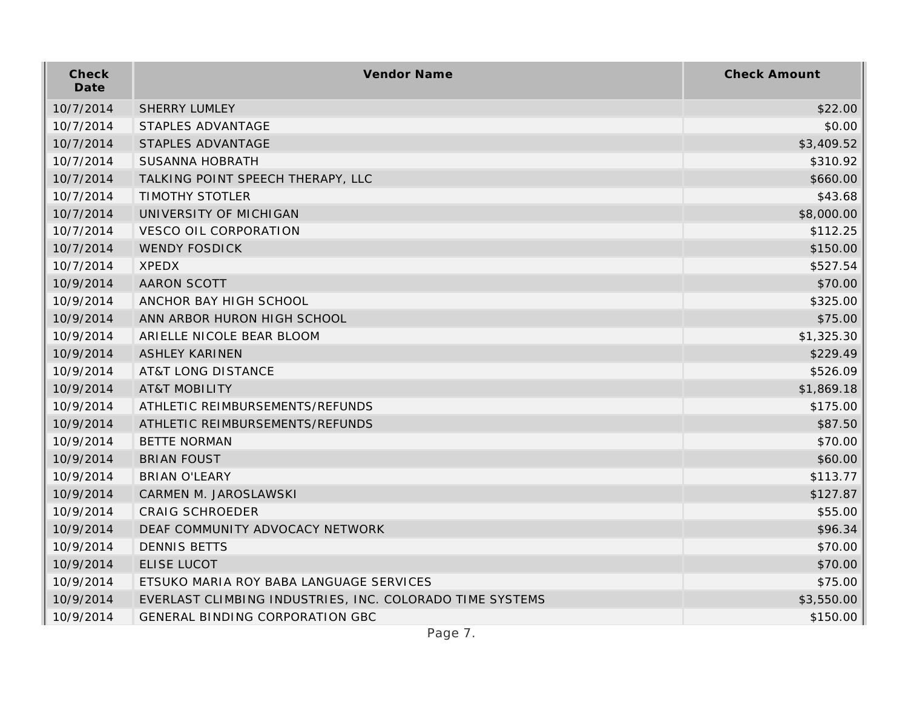| Check Date | Vendor Name | Check Amount |
| --- | --- | --- |
| 10/7/2014 | SHERRY LUMLEY | $22.00 |
| 10/7/2014 | STAPLES ADVANTAGE | $0.00 |
| 10/7/2014 | STAPLES ADVANTAGE | $3,409.52 |
| 10/7/2014 | SUSANNA HOBRATH | $310.92 |
| 10/7/2014 | TALKING POINT SPEECH THERAPY, LLC | $660.00 |
| 10/7/2014 | TIMOTHY STOTLER | $43.68 |
| 10/7/2014 | UNIVERSITY OF MICHIGAN | $8,000.00 |
| 10/7/2014 | VESCO OIL CORPORATION | $112.25 |
| 10/7/2014 | WENDY FOSDICK | $150.00 |
| 10/7/2014 | XPEDX | $527.54 |
| 10/9/2014 | AARON SCOTT | $70.00 |
| 10/9/2014 | ANCHOR BAY HIGH SCHOOL | $325.00 |
| 10/9/2014 | ANN ARBOR HURON HIGH SCHOOL | $75.00 |
| 10/9/2014 | ARIELLE NICOLE BEAR BLOOM | $1,325.30 |
| 10/9/2014 | ASHLEY KARINEN | $229.49 |
| 10/9/2014 | AT&T LONG DISTANCE | $526.09 |
| 10/9/2014 | AT&T MOBILITY | $1,869.18 |
| 10/9/2014 | ATHLETIC REIMBURSEMENTS/REFUNDS | $175.00 |
| 10/9/2014 | ATHLETIC REIMBURSEMENTS/REFUNDS | $87.50 |
| 10/9/2014 | BETTE NORMAN | $70.00 |
| 10/9/2014 | BRIAN FOUST | $60.00 |
| 10/9/2014 | BRIAN O'LEARY | $113.77 |
| 10/9/2014 | CARMEN M. JAROSLAWSKI | $127.87 |
| 10/9/2014 | CRAIG SCHROEDER | $55.00 |
| 10/9/2014 | DEAF COMMUNITY ADVOCACY NETWORK | $96.34 |
| 10/9/2014 | DENNIS BETTS | $70.00 |
| 10/9/2014 | ELISE LUCOT | $70.00 |
| 10/9/2014 | ETSUKO MARIA ROY BABA LANGUAGE SERVICES | $75.00 |
| 10/9/2014 | EVERLAST CLIMBING INDUSTRIES, INC. COLORADO TIME SYSTEMS | $3,550.00 |
| 10/9/2014 | GENERAL BINDING CORPORATION GBC | $150.00 |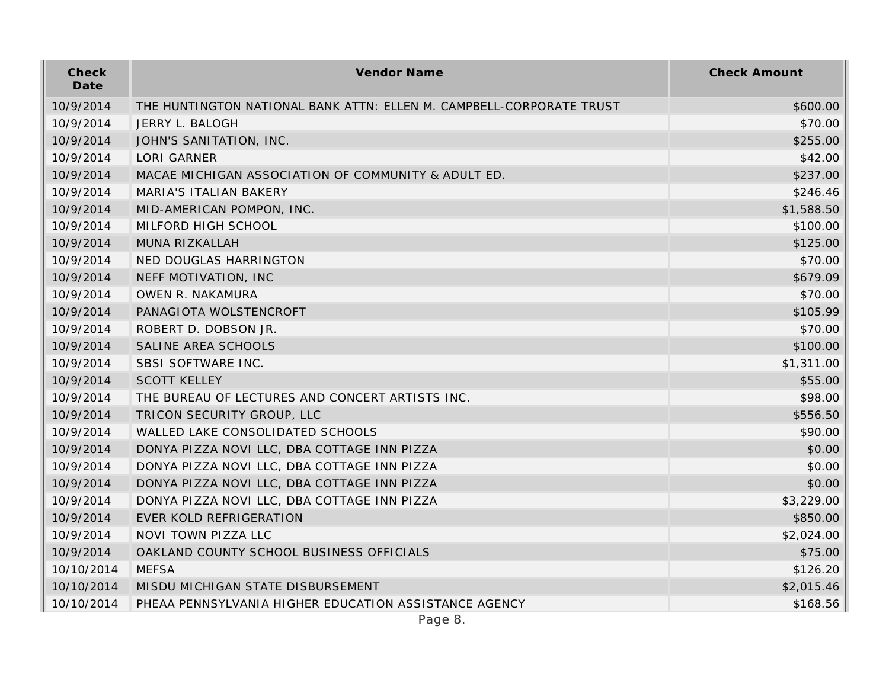| Check Date | Vendor Name | Check Amount |
| --- | --- | --- |
| 10/9/2014 | THE HUNTINGTON NATIONAL BANK ATTN: ELLEN M. CAMPBELL-CORPORATE TRUST | $600.00 |
| 10/9/2014 | JERRY L. BALOGH | $70.00 |
| 10/9/2014 | JOHN'S SANITATION, INC. | $255.00 |
| 10/9/2014 | LORI GARNER | $42.00 |
| 10/9/2014 | MACAE MICHIGAN ASSOCIATION OF COMMUNITY & ADULT ED. | $237.00 |
| 10/9/2014 | MARIA'S ITALIAN BAKERY | $246.46 |
| 10/9/2014 | MID-AMERICAN POMPON, INC. | $1,588.50 |
| 10/9/2014 | MILFORD HIGH SCHOOL | $100.00 |
| 10/9/2014 | MUNA RIZKALLAH | $125.00 |
| 10/9/2014 | NED DOUGLAS HARRINGTON | $70.00 |
| 10/9/2014 | NEFF MOTIVATION, INC | $679.09 |
| 10/9/2014 | OWEN R. NAKAMURA | $70.00 |
| 10/9/2014 | PANAGIOTA WOLSTENCROFT | $105.99 |
| 10/9/2014 | ROBERT D. DOBSON JR. | $70.00 |
| 10/9/2014 | SALINE AREA SCHOOLS | $100.00 |
| 10/9/2014 | SBSI SOFTWARE INC. | $1,311.00 |
| 10/9/2014 | SCOTT KELLEY | $55.00 |
| 10/9/2014 | THE BUREAU OF LECTURES AND CONCERT ARTISTS INC. | $98.00 |
| 10/9/2014 | TRICON SECURITY GROUP, LLC | $556.50 |
| 10/9/2014 | WALLED LAKE CONSOLIDATED SCHOOLS | $90.00 |
| 10/9/2014 | DONYA PIZZA NOVI LLC, DBA COTTAGE INN PIZZA | $0.00 |
| 10/9/2014 | DONYA PIZZA NOVI LLC, DBA COTTAGE INN PIZZA | $0.00 |
| 10/9/2014 | DONYA PIZZA NOVI LLC, DBA COTTAGE INN PIZZA | $0.00 |
| 10/9/2014 | DONYA PIZZA NOVI LLC, DBA COTTAGE INN PIZZA | $3,229.00 |
| 10/9/2014 | EVER KOLD REFRIGERATION | $850.00 |
| 10/9/2014 | NOVI TOWN PIZZA LLC | $2,024.00 |
| 10/9/2014 | OAKLAND COUNTY SCHOOL BUSINESS OFFICIALS | $75.00 |
| 10/10/2014 | MEFSA | $126.20 |
| 10/10/2014 | MISDU MICHIGAN STATE DISBURSEMENT | $2,015.46 |
| 10/10/2014 | PHEAA PENNSYLVANIA HIGHER EDUCATION ASSISTANCE AGENCY | $168.56 |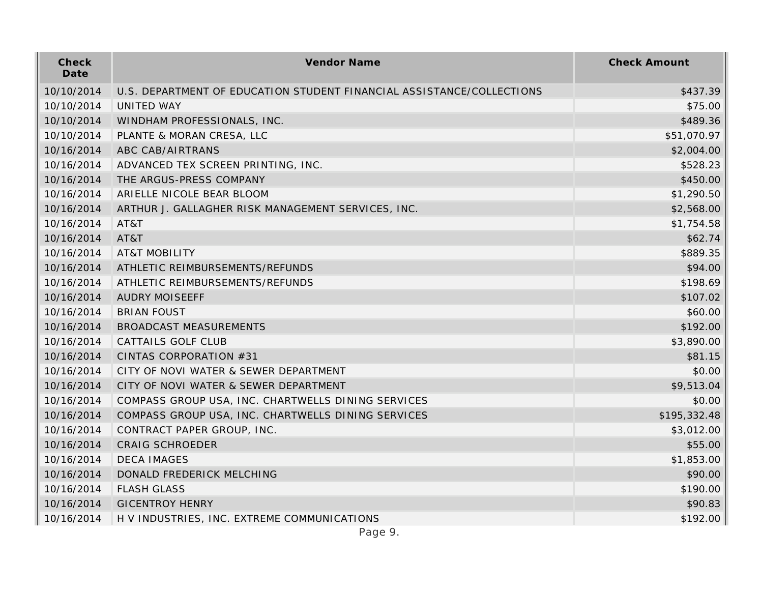| Check Date | Vendor Name | Check Amount |
| --- | --- | --- |
| 10/10/2014 | U.S. DEPARTMENT OF EDUCATION STUDENT FINANCIAL ASSISTANCE/COLLECTIONS | $437.39 |
| 10/10/2014 | UNITED WAY | $75.00 |
| 10/10/2014 | WINDHAM PROFESSIONALS, INC. | $489.36 |
| 10/10/2014 | PLANTE & MORAN CRESA, LLC | $51,070.97 |
| 10/16/2014 | ABC CAB/AIRTRANS | $2,004.00 |
| 10/16/2014 | ADVANCED TEX SCREEN PRINTING, INC. | $528.23 |
| 10/16/2014 | THE ARGUS-PRESS COMPANY | $450.00 |
| 10/16/2014 | ARIELLE NICOLE BEAR BLOOM | $1,290.50 |
| 10/16/2014 | ARTHUR J. GALLAGHER RISK MANAGEMENT SERVICES, INC. | $2,568.00 |
| 10/16/2014 | AT&T | $1,754.58 |
| 10/16/2014 | AT&T | $62.74 |
| 10/16/2014 | AT&T MOBILITY | $889.35 |
| 10/16/2014 | ATHLETIC REIMBURSEMENTS/REFUNDS | $94.00 |
| 10/16/2014 | ATHLETIC REIMBURSEMENTS/REFUNDS | $198.69 |
| 10/16/2014 | AUDRY MOISEEFF | $107.02 |
| 10/16/2014 | BRIAN FOUST | $60.00 |
| 10/16/2014 | BROADCAST MEASUREMENTS | $192.00 |
| 10/16/2014 | CATTAILS GOLF CLUB | $3,890.00 |
| 10/16/2014 | CINTAS CORPORATION #31 | $81.15 |
| 10/16/2014 | CITY OF NOVI WATER & SEWER DEPARTMENT | $0.00 |
| 10/16/2014 | CITY OF NOVI WATER & SEWER DEPARTMENT | $9,513.04 |
| 10/16/2014 | COMPASS GROUP USA, INC. CHARTWELLS DINING SERVICES | $0.00 |
| 10/16/2014 | COMPASS GROUP USA, INC. CHARTWELLS DINING SERVICES | $195,332.48 |
| 10/16/2014 | CONTRACT PAPER GROUP, INC. | $3,012.00 |
| 10/16/2014 | CRAIG SCHROEDER | $55.00 |
| 10/16/2014 | DECA IMAGES | $1,853.00 |
| 10/16/2014 | DONALD FREDERICK MELCHING | $90.00 |
| 10/16/2014 | FLASH GLASS | $190.00 |
| 10/16/2014 | GICENTROY HENRY | $90.83 |
| 10/16/2014 | H V INDUSTRIES, INC. EXTREME COMMUNICATIONS | $192.00 |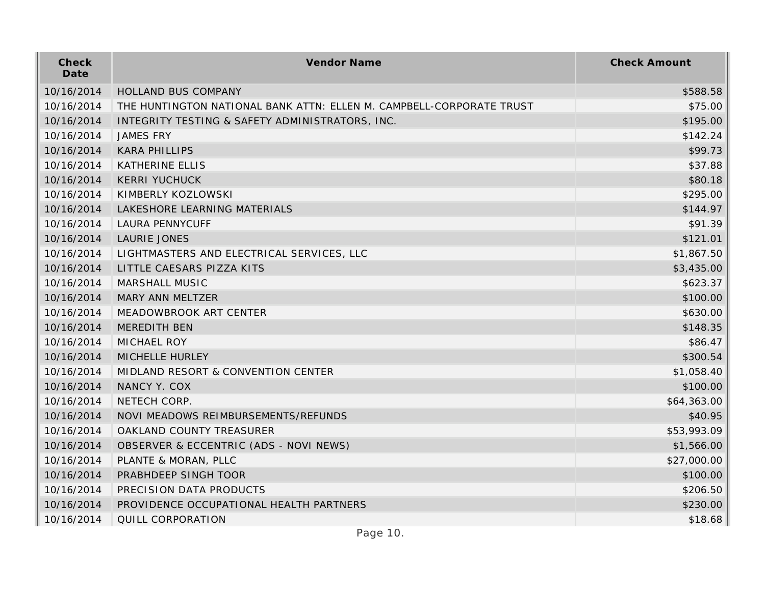| Check Date | Vendor Name | Check Amount |
| --- | --- | --- |
| 10/16/2014 | HOLLAND BUS COMPANY | $588.58 |
| 10/16/2014 | THE HUNTINGTON NATIONAL BANK ATTN: ELLEN M. CAMPBELL-CORPORATE TRUST | $75.00 |
| 10/16/2014 | INTEGRITY TESTING & SAFETY ADMINISTRATORS, INC. | $195.00 |
| 10/16/2014 | JAMES FRY | $142.24 |
| 10/16/2014 | KARA PHILLIPS | $99.73 |
| 10/16/2014 | KATHERINE ELLIS | $37.88 |
| 10/16/2014 | KERRI YUCHUCK | $80.18 |
| 10/16/2014 | KIMBERLY KOZLOWSKI | $295.00 |
| 10/16/2014 | LAKESHORE LEARNING MATERIALS | $144.97 |
| 10/16/2014 | LAURA PENNYCUFF | $91.39 |
| 10/16/2014 | LAURIE JONES | $121.01 |
| 10/16/2014 | LIGHTMASTERS AND ELECTRICAL SERVICES, LLC | $1,867.50 |
| 10/16/2014 | LITTLE CAESARS PIZZA KITS | $3,435.00 |
| 10/16/2014 | MARSHALL MUSIC | $623.37 |
| 10/16/2014 | MARY ANN MELTZER | $100.00 |
| 10/16/2014 | MEADOWBROOK ART CENTER | $630.00 |
| 10/16/2014 | MEREDITH BEN | $148.35 |
| 10/16/2014 | MICHAEL ROY | $86.47 |
| 10/16/2014 | MICHELLE HURLEY | $300.54 |
| 10/16/2014 | MIDLAND RESORT & CONVENTION CENTER | $1,058.40 |
| 10/16/2014 | NANCY Y. COX | $100.00 |
| 10/16/2014 | NETECH CORP. | $64,363.00 |
| 10/16/2014 | NOVI MEADOWS REIMBURSEMENTS/REFUNDS | $40.95 |
| 10/16/2014 | OAKLAND COUNTY TREASURER | $53,993.09 |
| 10/16/2014 | OBSERVER & ECCENTRIC (ADS - NOVI NEWS) | $1,566.00 |
| 10/16/2014 | PLANTE & MORAN, PLLC | $27,000.00 |
| 10/16/2014 | PRABHDEEP SINGH TOOR | $100.00 |
| 10/16/2014 | PRECISION DATA PRODUCTS | $206.50 |
| 10/16/2014 | PROVIDENCE OCCUPATIONAL HEALTH PARTNERS | $230.00 |
| 10/16/2014 | QUILL CORPORATION | $18.68 |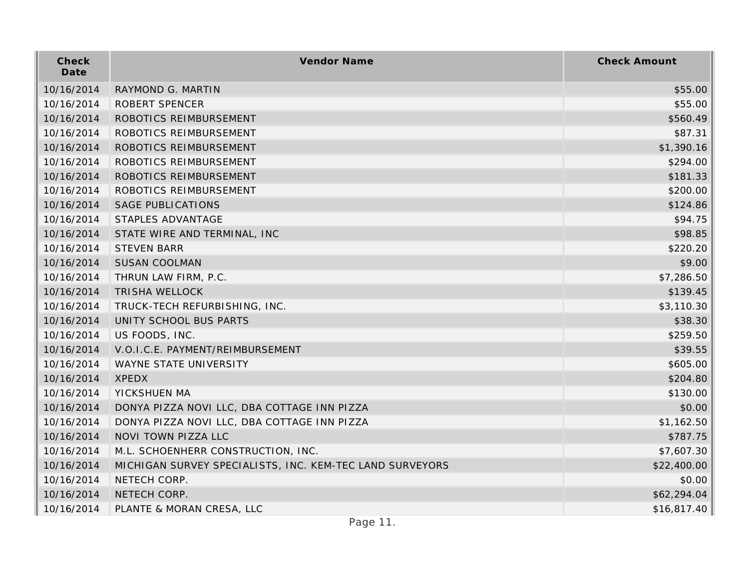| Check Date | Vendor Name | Check Amount |
|---|---|---|
| 10/16/2014 | RAYMOND G. MARTIN | $55.00 |
| 10/16/2014 | ROBERT SPENCER | $55.00 |
| 10/16/2014 | ROBOTICS REIMBURSEMENT | $560.49 |
| 10/16/2014 | ROBOTICS REIMBURSEMENT | $87.31 |
| 10/16/2014 | ROBOTICS REIMBURSEMENT | $1,390.16 |
| 10/16/2014 | ROBOTICS REIMBURSEMENT | $294.00 |
| 10/16/2014 | ROBOTICS REIMBURSEMENT | $181.33 |
| 10/16/2014 | ROBOTICS REIMBURSEMENT | $200.00 |
| 10/16/2014 | SAGE PUBLICATIONS | $124.86 |
| 10/16/2014 | STAPLES ADVANTAGE | $94.75 |
| 10/16/2014 | STATE WIRE AND TERMINAL, INC | $98.85 |
| 10/16/2014 | STEVEN BARR | $220.20 |
| 10/16/2014 | SUSAN COOLMAN | $9.00 |
| 10/16/2014 | THRUN LAW FIRM, P.C. | $7,286.50 |
| 10/16/2014 | TRISHA WELLOCK | $139.45 |
| 10/16/2014 | TRUCK-TECH REFURBISHING, INC. | $3,110.30 |
| 10/16/2014 | UNITY SCHOOL BUS PARTS | $38.30 |
| 10/16/2014 | US FOODS, INC. | $259.50 |
| 10/16/2014 | V.O.I.C.E. PAYMENT/REIMBURSEMENT | $39.55 |
| 10/16/2014 | WAYNE STATE UNIVERSITY | $605.00 |
| 10/16/2014 | XPEDX | $204.80 |
| 10/16/2014 | YICKSHUEN MA | $130.00 |
| 10/16/2014 | DONYA PIZZA NOVI LLC, DBA COTTAGE INN PIZZA | $0.00 |
| 10/16/2014 | DONYA PIZZA NOVI LLC, DBA COTTAGE INN PIZZA | $1,162.50 |
| 10/16/2014 | NOVI TOWN PIZZA LLC | $787.75 |
| 10/16/2014 | M.L. SCHOENHERR CONSTRUCTION, INC. | $7,607.30 |
| 10/16/2014 | MICHIGAN SURVEY SPECIALISTS, INC. KEM-TEC LAND SURVEYORS | $22,400.00 |
| 10/16/2014 | NETECH CORP. | $0.00 |
| 10/16/2014 | NETECH CORP. | $62,294.04 |
| 10/16/2014 | PLANTE & MORAN CRESA, LLC | $16,817.40 |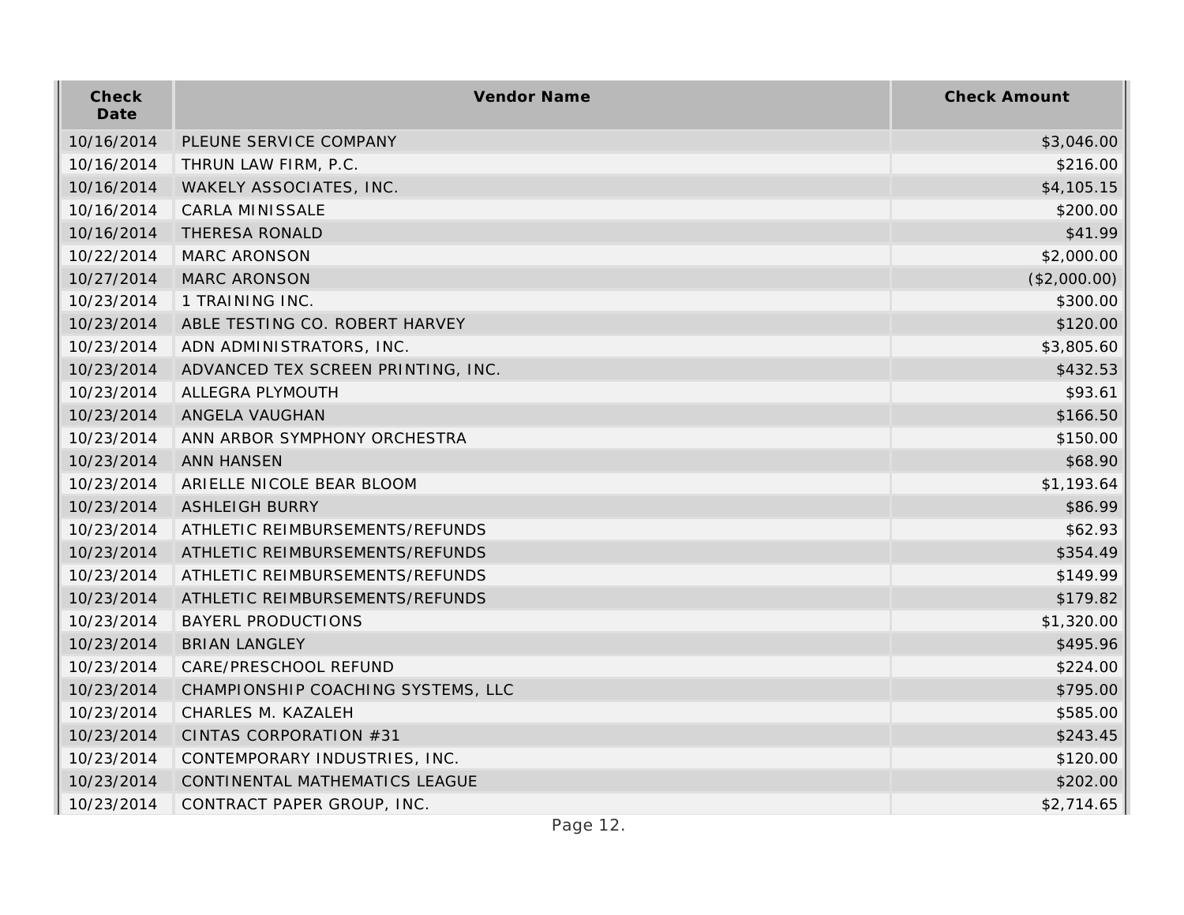| Check Date | Vendor Name | Check Amount |
| --- | --- | --- |
| 10/16/2014 | PLEUNE SERVICE COMPANY | $3,046.00 |
| 10/16/2014 | THRUN LAW FIRM, P.C. | $216.00 |
| 10/16/2014 | WAKELY ASSOCIATES, INC. | $4,105.15 |
| 10/16/2014 | CARLA MINISSALE | $200.00 |
| 10/16/2014 | THERESA RONALD | $41.99 |
| 10/22/2014 | MARC ARONSON | $2,000.00 |
| 10/27/2014 | MARC ARONSON | ($2,000.00) |
| 10/23/2014 | 1 TRAINING INC. | $300.00 |
| 10/23/2014 | ABLE TESTING CO. ROBERT HARVEY | $120.00 |
| 10/23/2014 | ADN ADMINISTRATORS, INC. | $3,805.60 |
| 10/23/2014 | ADVANCED TEX SCREEN PRINTING, INC. | $432.53 |
| 10/23/2014 | ALLEGRA PLYMOUTH | $93.61 |
| 10/23/2014 | ANGELA VAUGHAN | $166.50 |
| 10/23/2014 | ANN ARBOR SYMPHONY ORCHESTRA | $150.00 |
| 10/23/2014 | ANN HANSEN | $68.90 |
| 10/23/2014 | ARIELLE NICOLE BEAR BLOOM | $1,193.64 |
| 10/23/2014 | ASHLEIGH BURRY | $86.99 |
| 10/23/2014 | ATHLETIC REIMBURSEMENTS/REFUNDS | $62.93 |
| 10/23/2014 | ATHLETIC REIMBURSEMENTS/REFUNDS | $354.49 |
| 10/23/2014 | ATHLETIC REIMBURSEMENTS/REFUNDS | $149.99 |
| 10/23/2014 | ATHLETIC REIMBURSEMENTS/REFUNDS | $179.82 |
| 10/23/2014 | BAYERL PRODUCTIONS | $1,320.00 |
| 10/23/2014 | BRIAN LANGLEY | $495.96 |
| 10/23/2014 | CARE/PRESCHOOL REFUND | $224.00 |
| 10/23/2014 | CHAMPIONSHIP COACHING SYSTEMS, LLC | $795.00 |
| 10/23/2014 | CHARLES M. KAZALEH | $585.00 |
| 10/23/2014 | CINTAS CORPORATION #31 | $243.45 |
| 10/23/2014 | CONTEMPORARY INDUSTRIES, INC. | $120.00 |
| 10/23/2014 | CONTINENTAL MATHEMATICS LEAGUE | $202.00 |
| 10/23/2014 | CONTRACT PAPER GROUP, INC. | $2,714.65 |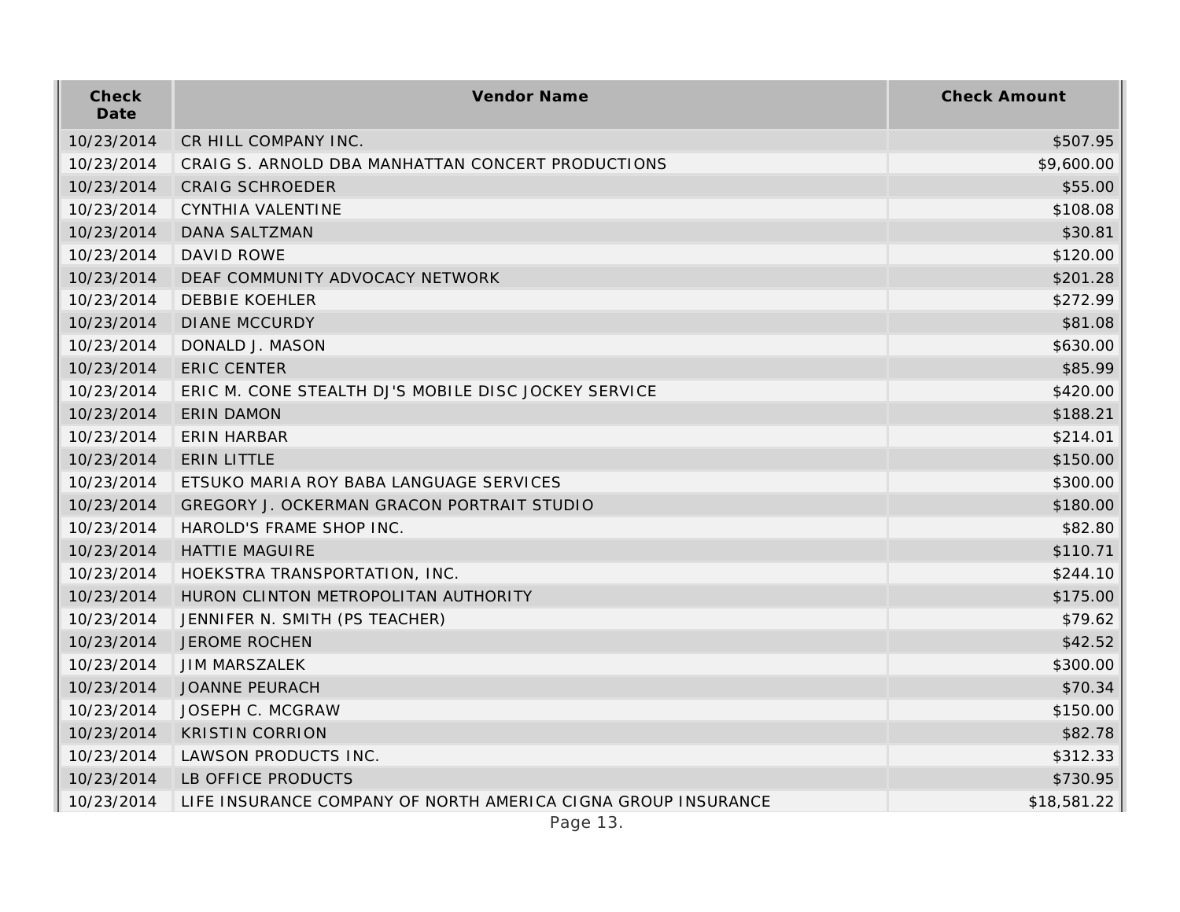| Check Date | Vendor Name | Check Amount |
| --- | --- | --- |
| 10/23/2014 | CR HILL COMPANY INC. | $507.95 |
| 10/23/2014 | CRAIG S. ARNOLD DBA MANHATTAN CONCERT PRODUCTIONS | $9,600.00 |
| 10/23/2014 | CRAIG SCHROEDER | $55.00 |
| 10/23/2014 | CYNTHIA VALENTINE | $108.08 |
| 10/23/2014 | DANA SALTZMAN | $30.81 |
| 10/23/2014 | DAVID ROWE | $120.00 |
| 10/23/2014 | DEAF COMMUNITY ADVOCACY NETWORK | $201.28 |
| 10/23/2014 | DEBBIE KOEHLER | $272.99 |
| 10/23/2014 | DIANE MCCURDY | $81.08 |
| 10/23/2014 | DONALD J. MASON | $630.00 |
| 10/23/2014 | ERIC CENTER | $85.99 |
| 10/23/2014 | ERIC M. CONE STEALTH DJ'S MOBILE DISC JOCKEY SERVICE | $420.00 |
| 10/23/2014 | ERIN DAMON | $188.21 |
| 10/23/2014 | ERIN HARBAR | $214.01 |
| 10/23/2014 | ERIN LITTLE | $150.00 |
| 10/23/2014 | ETSUKO MARIA ROY BABA LANGUAGE SERVICES | $300.00 |
| 10/23/2014 | GREGORY J. OCKERMAN GRACON PORTRAIT STUDIO | $180.00 |
| 10/23/2014 | HAROLD'S FRAME SHOP INC. | $82.80 |
| 10/23/2014 | HATTIE MAGUIRE | $110.71 |
| 10/23/2014 | HOEKSTRA TRANSPORTATION, INC. | $244.10 |
| 10/23/2014 | HURON CLINTON METROPOLITAN AUTHORITY | $175.00 |
| 10/23/2014 | JENNIFER N. SMITH (PS TEACHER) | $79.62 |
| 10/23/2014 | JEROME ROCHEN | $42.52 |
| 10/23/2014 | JIM MARSZALEK | $300.00 |
| 10/23/2014 | JOANNE PEURACH | $70.34 |
| 10/23/2014 | JOSEPH C. MCGRAW | $150.00 |
| 10/23/2014 | KRISTIN CORRION | $82.78 |
| 10/23/2014 | LAWSON PRODUCTS INC. | $312.33 |
| 10/23/2014 | LB OFFICE PRODUCTS | $730.95 |
| 10/23/2014 | LIFE INSURANCE COMPANY OF NORTH AMERICA CIGNA GROUP INSURANCE | $18,581.22 |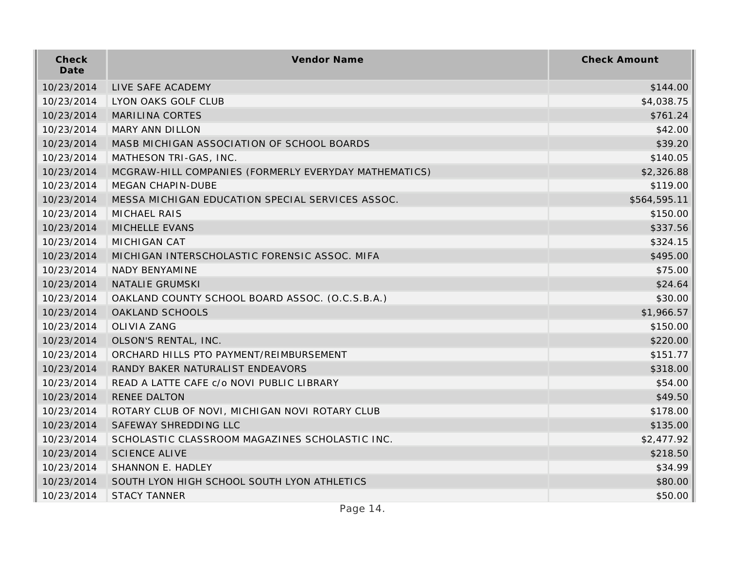| Check Date | Vendor Name | Check Amount |
| --- | --- | --- |
| 10/23/2014 | LIVE SAFE ACADEMY | $144.00 |
| 10/23/2014 | LYON OAKS GOLF CLUB | $4,038.75 |
| 10/23/2014 | MARILINA CORTES | $761.24 |
| 10/23/2014 | MARY ANN DILLON | $42.00 |
| 10/23/2014 | MASB MICHIGAN ASSOCIATION OF SCHOOL BOARDS | $39.20 |
| 10/23/2014 | MATHESON TRI-GAS, INC. | $140.05 |
| 10/23/2014 | MCGRAW-HILL COMPANIES (FORMERLY EVERYDAY MATHEMATICS) | $2,326.88 |
| 10/23/2014 | MEGAN CHAPIN-DUBE | $119.00 |
| 10/23/2014 | MESSA MICHIGAN EDUCATION SPECIAL SERVICES ASSOC. | $564,595.11 |
| 10/23/2014 | MICHAEL RAIS | $150.00 |
| 10/23/2014 | MICHELLE EVANS | $337.56 |
| 10/23/2014 | MICHIGAN CAT | $324.15 |
| 10/23/2014 | MICHIGAN INTERSCHOLASTIC FORENSIC ASSOC. MIFA | $495.00 |
| 10/23/2014 | NADY BENYAMINE | $75.00 |
| 10/23/2014 | NATALIE GRUMSKI | $24.64 |
| 10/23/2014 | OAKLAND COUNTY SCHOOL BOARD ASSOC. (O.C.S.B.A.) | $30.00 |
| 10/23/2014 | OAKLAND SCHOOLS | $1,966.57 |
| 10/23/2014 | OLIVIA ZANG | $150.00 |
| 10/23/2014 | OLSON'S RENTAL, INC. | $220.00 |
| 10/23/2014 | ORCHARD HILLS PTO PAYMENT/REIMBURSEMENT | $151.77 |
| 10/23/2014 | RANDY BAKER NATURALIST ENDEAVORS | $318.00 |
| 10/23/2014 | READ A LATTE CAFE c/o NOVI PUBLIC LIBRARY | $54.00 |
| 10/23/2014 | RENEE DALTON | $49.50 |
| 10/23/2014 | ROTARY CLUB OF NOVI, MICHIGAN NOVI ROTARY CLUB | $178.00 |
| 10/23/2014 | SAFEWAY SHREDDING LLC | $135.00 |
| 10/23/2014 | SCHOLASTIC CLASSROOM MAGAZINES SCHOLASTIC INC. | $2,477.92 |
| 10/23/2014 | SCIENCE ALIVE | $218.50 |
| 10/23/2014 | SHANNON E. HADLEY | $34.99 |
| 10/23/2014 | SOUTH LYON HIGH SCHOOL SOUTH LYON ATHLETICS | $80.00 |
| 10/23/2014 | STACY TANNER | $50.00 |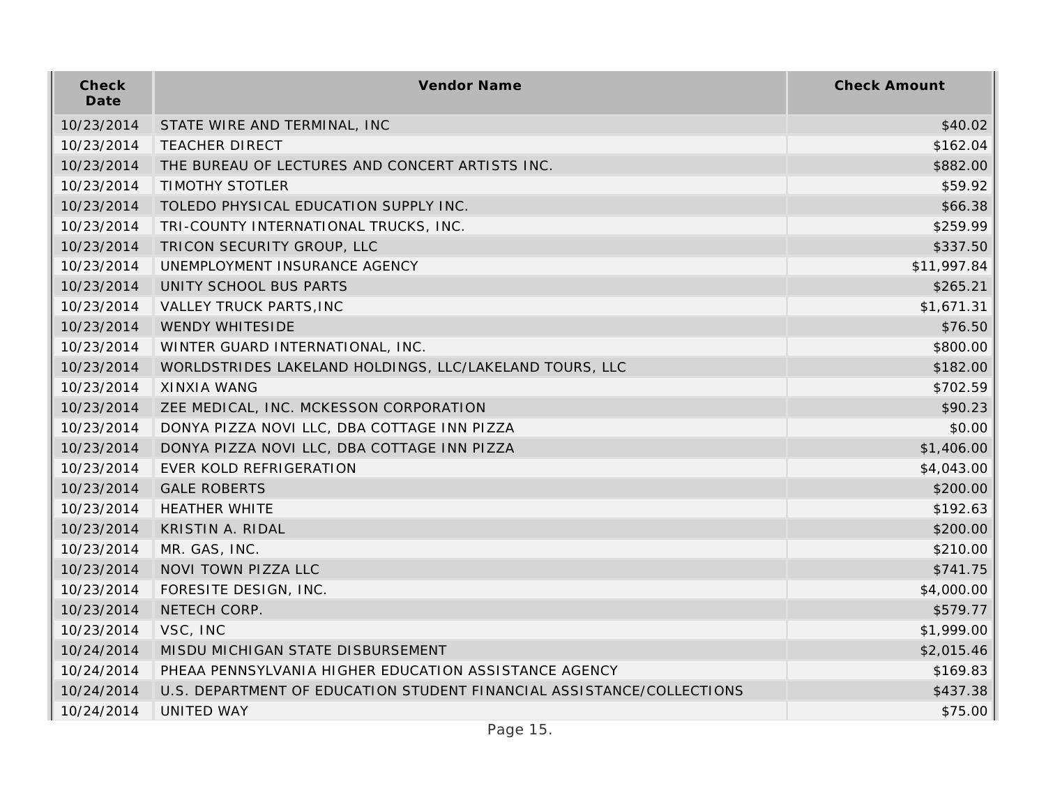| Check Date | Vendor Name | Check Amount |
| --- | --- | --- |
| 10/23/2014 | STATE WIRE AND TERMINAL, INC | $40.02 |
| 10/23/2014 | TEACHER DIRECT | $162.04 |
| 10/23/2014 | THE BUREAU OF LECTURES AND CONCERT ARTISTS INC. | $882.00 |
| 10/23/2014 | TIMOTHY STOTLER | $59.92 |
| 10/23/2014 | TOLEDO PHYSICAL EDUCATION SUPPLY INC. | $66.38 |
| 10/23/2014 | TRI-COUNTY INTERNATIONAL TRUCKS, INC. | $259.99 |
| 10/23/2014 | TRICON SECURITY GROUP, LLC | $337.50 |
| 10/23/2014 | UNEMPLOYMENT INSURANCE AGENCY | $11,997.84 |
| 10/23/2014 | UNITY SCHOOL BUS PARTS | $265.21 |
| 10/23/2014 | VALLEY TRUCK PARTS,INC | $1,671.31 |
| 10/23/2014 | WENDY WHITESIDE | $76.50 |
| 10/23/2014 | WINTER GUARD INTERNATIONAL, INC. | $800.00 |
| 10/23/2014 | WORLDSTRIDES LAKELAND HOLDINGS, LLC/LAKELAND TOURS, LLC | $182.00 |
| 10/23/2014 | XINXIA WANG | $702.59 |
| 10/23/2014 | ZEE MEDICAL, INC. MCKESSON CORPORATION | $90.23 |
| 10/23/2014 | DONYA PIZZA NOVI LLC, DBA COTTAGE INN PIZZA | $0.00 |
| 10/23/2014 | DONYA PIZZA NOVI LLC, DBA COTTAGE INN PIZZA | $1,406.00 |
| 10/23/2014 | EVER KOLD REFRIGERATION | $4,043.00 |
| 10/23/2014 | GALE ROBERTS | $200.00 |
| 10/23/2014 | HEATHER WHITE | $192.63 |
| 10/23/2014 | KRISTIN A. RIDAL | $200.00 |
| 10/23/2014 | MR. GAS, INC. | $210.00 |
| 10/23/2014 | NOVI TOWN PIZZA LLC | $741.75 |
| 10/23/2014 | FORESITE DESIGN, INC. | $4,000.00 |
| 10/23/2014 | NETECH CORP. | $579.77 |
| 10/23/2014 | VSC, INC | $1,999.00 |
| 10/24/2014 | MISDU MICHIGAN STATE DISBURSEMENT | $2,015.46 |
| 10/24/2014 | PHEAA PENNSYLVANIA HIGHER EDUCATION ASSISTANCE AGENCY | $169.83 |
| 10/24/2014 | U.S. DEPARTMENT OF EDUCATION STUDENT FINANCIAL ASSISTANCE/COLLECTIONS | $437.38 |
| 10/24/2014 | UNITED WAY | $75.00 |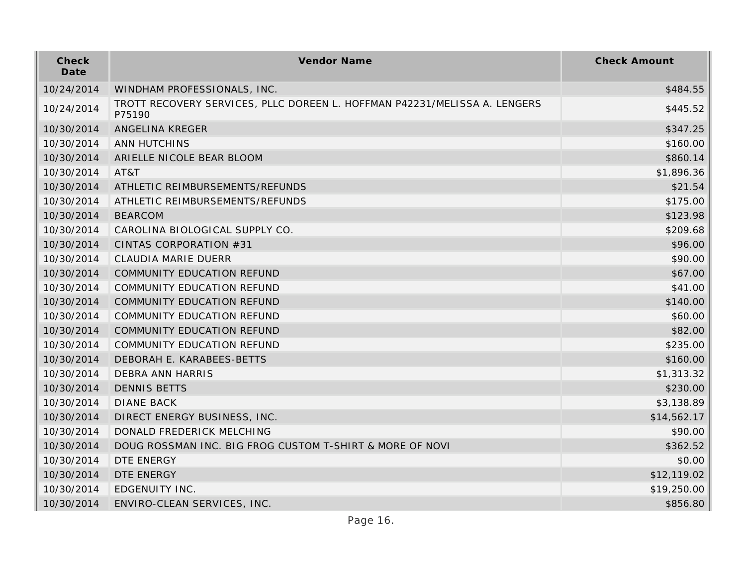| Check Date | Vendor Name | Check Amount |
|---|---|---|
| 10/24/2014 | WINDHAM PROFESSIONALS, INC. | $484.55 |
| 10/24/2014 | TROTT RECOVERY SERVICES, PLLC DOREEN L. HOFFMAN P42231/MELISSA A. LENGERS P75190 | $445.52 |
| 10/30/2014 | ANGELINA KREGER | $347.25 |
| 10/30/2014 | ANN HUTCHINS | $160.00 |
| 10/30/2014 | ARIELLE NICOLE BEAR BLOOM | $860.14 |
| 10/30/2014 | AT&T | $1,896.36 |
| 10/30/2014 | ATHLETIC REIMBURSEMENTS/REFUNDS | $21.54 |
| 10/30/2014 | ATHLETIC REIMBURSEMENTS/REFUNDS | $175.00 |
| 10/30/2014 | BEARCOM | $123.98 |
| 10/30/2014 | CAROLINA BIOLOGICAL SUPPLY CO. | $209.68 |
| 10/30/2014 | CINTAS CORPORATION #31 | $96.00 |
| 10/30/2014 | CLAUDIA MARIE DUERR | $90.00 |
| 10/30/2014 | COMMUNITY EDUCATION REFUND | $67.00 |
| 10/30/2014 | COMMUNITY EDUCATION REFUND | $41.00 |
| 10/30/2014 | COMMUNITY EDUCATION REFUND | $140.00 |
| 10/30/2014 | COMMUNITY EDUCATION REFUND | $60.00 |
| 10/30/2014 | COMMUNITY EDUCATION REFUND | $82.00 |
| 10/30/2014 | COMMUNITY EDUCATION REFUND | $235.00 |
| 10/30/2014 | DEBORAH E. KARABEES-BETTS | $160.00 |
| 10/30/2014 | DEBRA ANN HARRIS | $1,313.32 |
| 10/30/2014 | DENNIS BETTS | $230.00 |
| 10/30/2014 | DIANE BACK | $3,138.89 |
| 10/30/2014 | DIRECT ENERGY BUSINESS, INC. | $14,562.17 |
| 10/30/2014 | DONALD FREDERICK MELCHING | $90.00 |
| 10/30/2014 | DOUG ROSSMAN INC. BIG FROG CUSTOM T-SHIRT & MORE OF NOVI | $362.52 |
| 10/30/2014 | DTE ENERGY | $0.00 |
| 10/30/2014 | DTE ENERGY | $12,119.02 |
| 10/30/2014 | EDGENUITY INC. | $19,250.00 |
| 10/30/2014 | ENVIRO-CLEAN SERVICES, INC. | $856.80 |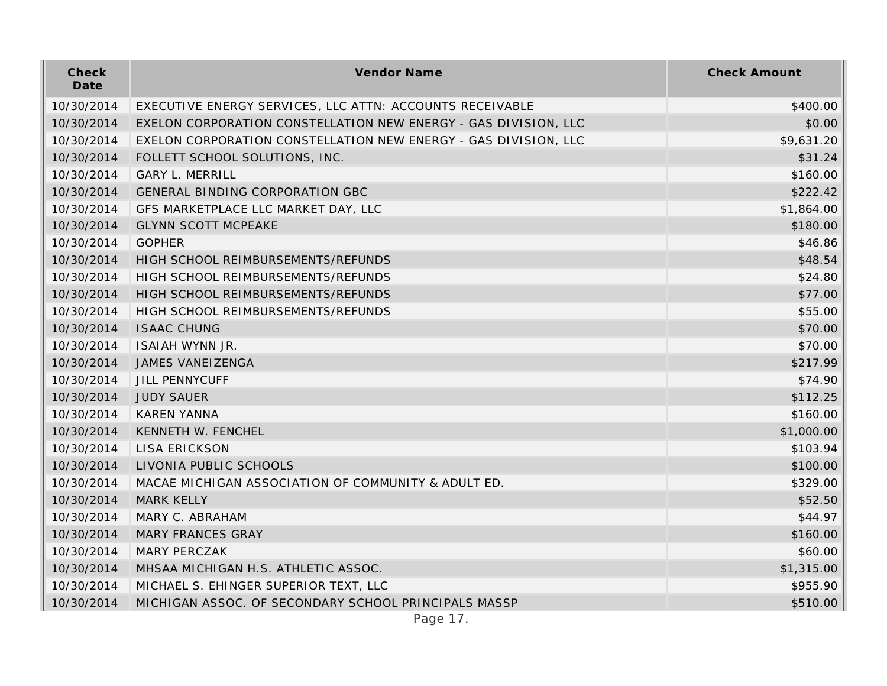| Check Date | Vendor Name | Check Amount |
|---|---|---|
| 10/30/2014 | EXECUTIVE ENERGY SERVICES, LLC ATTN: ACCOUNTS RECEIVABLE | $400.00 |
| 10/30/2014 | EXELON CORPORATION CONSTELLATION NEW ENERGY - GAS DIVISION, LLC | $0.00 |
| 10/30/2014 | EXELON CORPORATION CONSTELLATION NEW ENERGY - GAS DIVISION, LLC | $9,631.20 |
| 10/30/2014 | FOLLETT SCHOOL SOLUTIONS, INC. | $31.24 |
| 10/30/2014 | GARY L. MERRILL | $160.00 |
| 10/30/2014 | GENERAL BINDING CORPORATION GBC | $222.42 |
| 10/30/2014 | GFS MARKETPLACE LLC MARKET DAY, LLC | $1,864.00 |
| 10/30/2014 | GLYNN SCOTT MCPEAKE | $180.00 |
| 10/30/2014 | GOPHER | $46.86 |
| 10/30/2014 | HIGH SCHOOL REIMBURSEMENTS/REFUNDS | $48.54 |
| 10/30/2014 | HIGH SCHOOL REIMBURSEMENTS/REFUNDS | $24.80 |
| 10/30/2014 | HIGH SCHOOL REIMBURSEMENTS/REFUNDS | $77.00 |
| 10/30/2014 | HIGH SCHOOL REIMBURSEMENTS/REFUNDS | $55.00 |
| 10/30/2014 | ISAAC CHUNG | $70.00 |
| 10/30/2014 | ISAIAH WYNN JR. | $70.00 |
| 10/30/2014 | JAMES VANEIZENGA | $217.99 |
| 10/30/2014 | JILL PENNYCUFF | $74.90 |
| 10/30/2014 | JUDY SAUER | $112.25 |
| 10/30/2014 | KAREN YANNA | $160.00 |
| 10/30/2014 | KENNETH W. FENCHEL | $1,000.00 |
| 10/30/2014 | LISA ERICKSON | $103.94 |
| 10/30/2014 | LIVONIA PUBLIC SCHOOLS | $100.00 |
| 10/30/2014 | MACAE MICHIGAN ASSOCIATION OF COMMUNITY & ADULT ED. | $329.00 |
| 10/30/2014 | MARK KELLY | $52.50 |
| 10/30/2014 | MARY C. ABRAHAM | $44.97 |
| 10/30/2014 | MARY FRANCES GRAY | $160.00 |
| 10/30/2014 | MARY PERCZAK | $60.00 |
| 10/30/2014 | MHSAA MICHIGAN H.S. ATHLETIC ASSOC. | $1,315.00 |
| 10/30/2014 | MICHAEL S. EHINGER SUPERIOR TEXT, LLC | $955.90 |
| 10/30/2014 | MICHIGAN ASSOC. OF SECONDARY SCHOOL PRINCIPALS MASSP | $510.00 |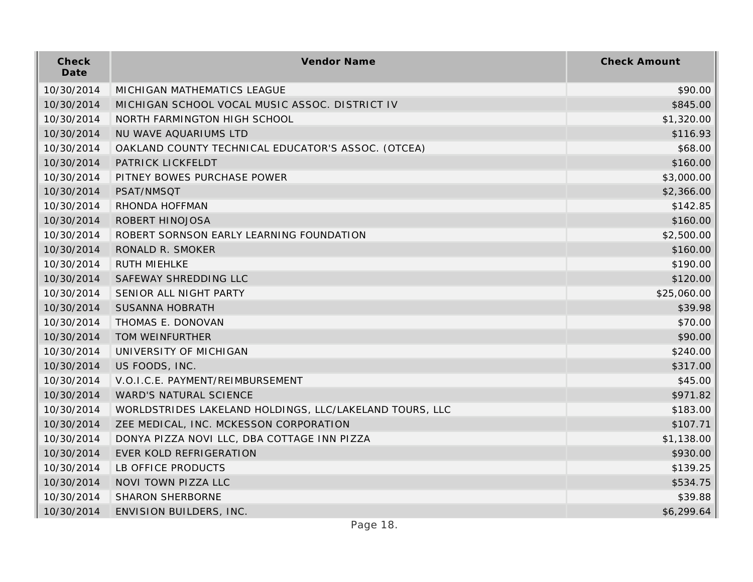| Check Date | Vendor Name | Check Amount |
| --- | --- | --- |
| 10/30/2014 | MICHIGAN MATHEMATICS LEAGUE | $90.00 |
| 10/30/2014 | MICHIGAN SCHOOL VOCAL MUSIC ASSOC. DISTRICT IV | $845.00 |
| 10/30/2014 | NORTH FARMINGTON HIGH SCHOOL | $1,320.00 |
| 10/30/2014 | NU WAVE AQUARIUMS LTD | $116.93 |
| 10/30/2014 | OAKLAND COUNTY TECHNICAL EDUCATOR'S ASSOC. (OTCEA) | $68.00 |
| 10/30/2014 | PATRICK LICKFELDT | $160.00 |
| 10/30/2014 | PITNEY BOWES PURCHASE POWER | $3,000.00 |
| 10/30/2014 | PSAT/NMSQT | $2,366.00 |
| 10/30/2014 | RHONDA HOFFMAN | $142.85 |
| 10/30/2014 | ROBERT HINOJOSA | $160.00 |
| 10/30/2014 | ROBERT SORNSON EARLY LEARNING FOUNDATION | $2,500.00 |
| 10/30/2014 | RONALD R. SMOKER | $160.00 |
| 10/30/2014 | RUTH MIEHLKE | $190.00 |
| 10/30/2014 | SAFEWAY SHREDDING LLC | $120.00 |
| 10/30/2014 | SENIOR ALL NIGHT PARTY | $25,060.00 |
| 10/30/2014 | SUSANNA HOBRATH | $39.98 |
| 10/30/2014 | THOMAS E. DONOVAN | $70.00 |
| 10/30/2014 | TOM WEINFURTHER | $90.00 |
| 10/30/2014 | UNIVERSITY OF MICHIGAN | $240.00 |
| 10/30/2014 | US FOODS, INC. | $317.00 |
| 10/30/2014 | V.O.I.C.E. PAYMENT/REIMBURSEMENT | $45.00 |
| 10/30/2014 | WARD'S NATURAL SCIENCE | $971.82 |
| 10/30/2014 | WORLDSTRIDES LAKELAND HOLDINGS, LLC/LAKELAND TOURS, LLC | $183.00 |
| 10/30/2014 | ZEE MEDICAL, INC. MCKESSON CORPORATION | $107.71 |
| 10/30/2014 | DONYA PIZZA NOVI LLC, DBA COTTAGE INN PIZZA | $1,138.00 |
| 10/30/2014 | EVER KOLD REFRIGERATION | $930.00 |
| 10/30/2014 | LB OFFICE PRODUCTS | $139.25 |
| 10/30/2014 | NOVI TOWN PIZZA LLC | $534.75 |
| 10/30/2014 | SHARON SHERBORNE | $39.88 |
| 10/30/2014 | ENVISION BUILDERS, INC. | $6,299.64 |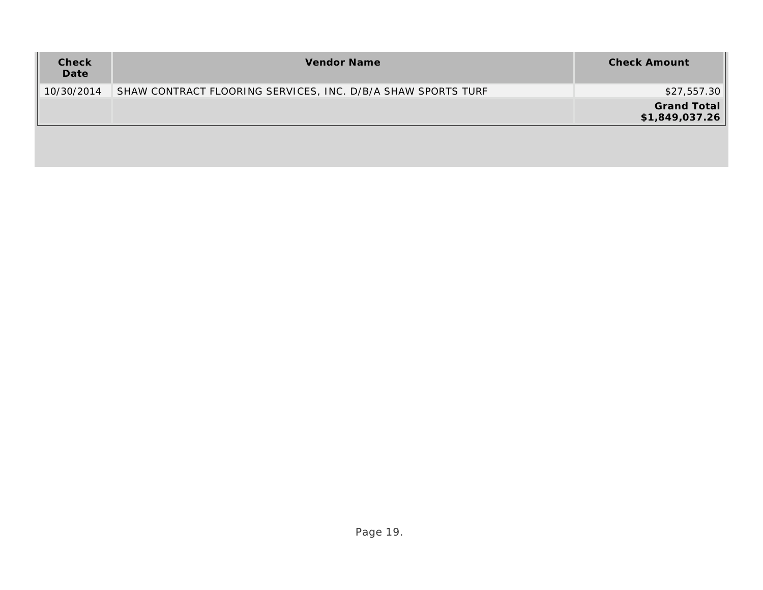| Check Date | Vendor Name | Check Amount |
|---|---|---|
| 10/30/2014 | SHAW CONTRACT FLOORING SERVICES, INC. D/B/A SHAW SPORTS TURF | $27,557.30 |
| | | **Grand Total $1,849,037.26** |